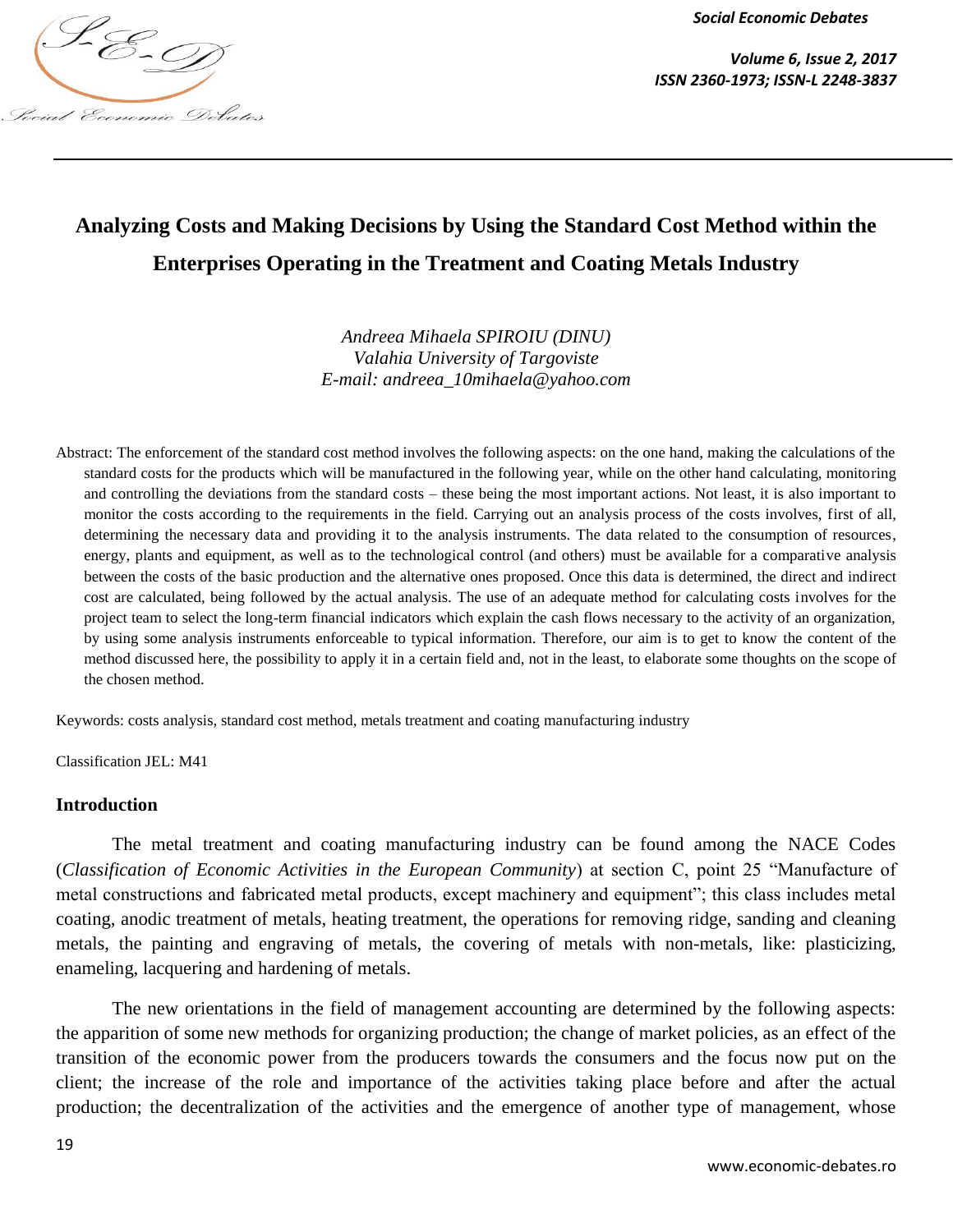# Analyzing Costs and Making Decisions by Using the Standard Cost Method within the Enterprises Operating in the Treatment and Coating Metals Industry

*Andreea Mihaela SPIROIU (DINU)*
*Valahia University of Targoviste*
*E-mail: andreea_10mihaela@yahoo.com*

Abstract: The enforcement of the standard cost method involves the following aspects: on the one hand, making the calculations of the standard costs for the products which will be manufactured in the following year, while on the other hand calculating, monitoring and controlling the deviations from the standard costs – these being the most important actions. Not least, it is also important to monitor the costs according to the requirements in the field. Carrying out an analysis process of the costs involves, first of all, determining the necessary data and providing it to the analysis instruments. The data related to the consumption of resources, energy, plants and equipment, as well as to the technological control (and others) must be available for a comparative analysis between the costs of the basic production and the alternative ones proposed. Once this data is determined, the direct and indirect cost are calculated, being followed by the actual analysis. The use of an adequate method for calculating costs involves for the project team to select the long-term financial indicators which explain the cash flows necessary to the activity of an organization, by using some analysis instruments enforceable to typical information. Therefore, our aim is to get to know the content of the method discussed here, the possibility to apply it in a certain field and, not in the least, to elaborate some thoughts on the scope of the chosen method.

Keywords: costs analysis, standard cost method, metals treatment and coating manufacturing industry

Classification JEL: M41

## Introduction

The metal treatment and coating manufacturing industry can be found among the NACE Codes (*Classification of Economic Activities in the European Community*) at section C, point 25 "Manufacture of metal constructions and fabricated metal products, except machinery and equipment"; this class includes metal coating, anodic treatment of metals, heating treatment, the operations for removing ridge, sanding and cleaning metals, the painting and engraving of metals, the covering of metals with non-metals, like: plasticizing, enameling, lacquering and hardening of metals.

The new orientations in the field of management accounting are determined by the following aspects: the apparition of some new methods for organizing production; the change of market policies, as an effect of the transition of the economic power from the producers towards the consumers and the focus now put on the client; the increase of the role and importance of the activities taking place before and after the actual production; the decentralization of the activities and the emergence of another type of management, whose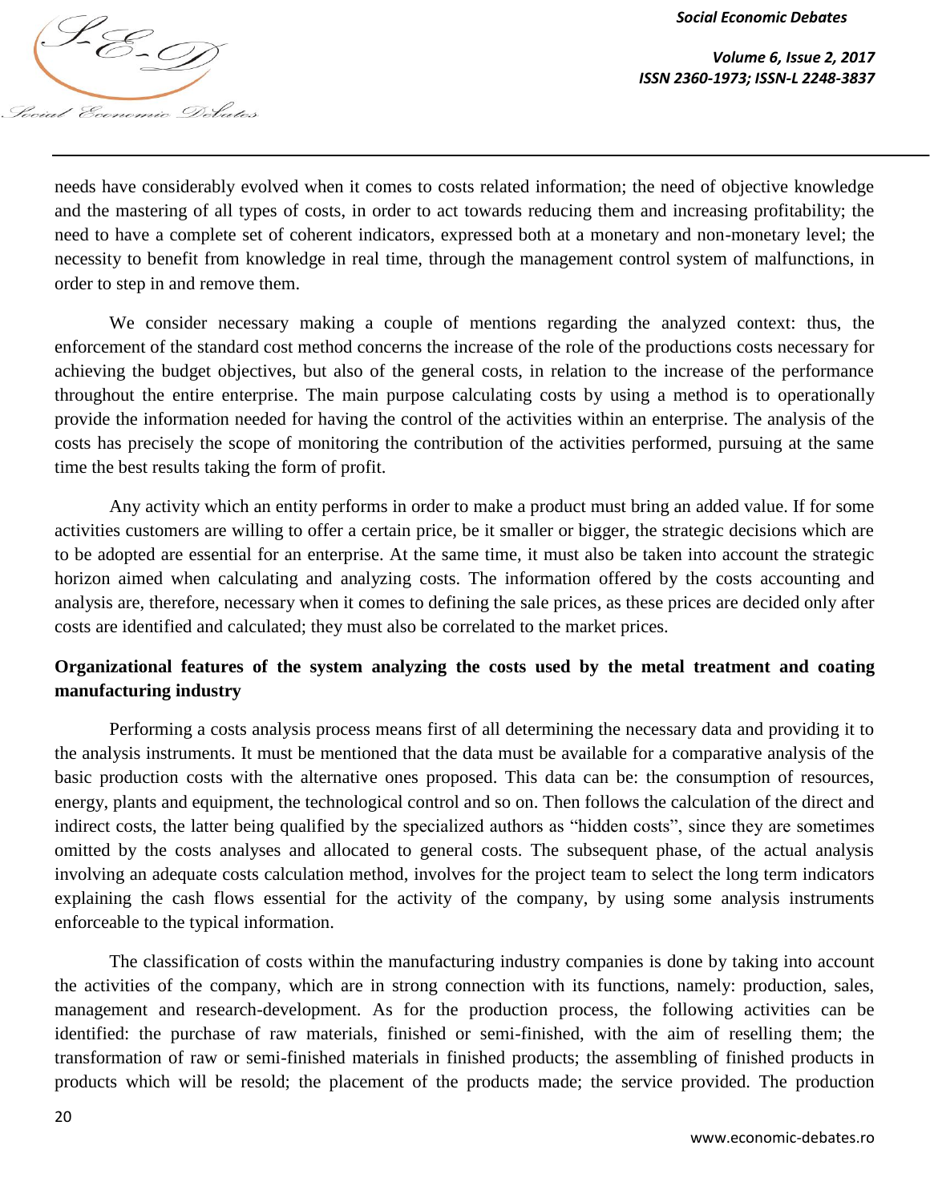needs have considerably evolved when it comes to costs related information; the need of objective knowledge and the mastering of all types of costs, in order to act towards reducing them and increasing profitability; the need to have a complete set of coherent indicators, expressed both at a monetary and non-monetary level; the necessity to benefit from knowledge in real time, through the management control system of malfunctions, in order to step in and remove them.

We consider necessary making a couple of mentions regarding the analyzed context: thus, the enforcement of the standard cost method concerns the increase of the role of the productions costs necessary for achieving the budget objectives, but also of the general costs, in relation to the increase of the performance throughout the entire enterprise. The main purpose calculating costs by using a method is to operationally provide the information needed for having the control of the activities within an enterprise. The analysis of the costs has precisely the scope of monitoring the contribution of the activities performed, pursuing at the same time the best results taking the form of profit.

Any activity which an entity performs in order to make a product must bring an added value. If for some activities customers are willing to offer a certain price, be it smaller or bigger, the strategic decisions which are to be adopted are essential for an enterprise. At the same time, it must also be taken into account the strategic horizon aimed when calculating and analyzing costs. The information offered by the costs accounting and analysis are, therefore, necessary when it comes to defining the sale prices, as these prices are decided only after costs are identified and calculated; they must also be correlated to the market prices.

**Organizational features of the system analyzing the costs used by the metal treatment and coating manufacturing industry**

Performing a costs analysis process means first of all determining the necessary data and providing it to the analysis instruments. It must be mentioned that the data must be available for a comparative analysis of the basic production costs with the alternative ones proposed. This data can be: the consumption of resources, energy, plants and equipment, the technological control and so on. Then follows the calculation of the direct and indirect costs, the latter being qualified by the specialized authors as "hidden costs", since they are sometimes omitted by the costs analyses and allocated to general costs. The subsequent phase, of the actual analysis involving an adequate costs calculation method, involves for the project team to select the long term indicators explaining the cash flows essential for the activity of the company, by using some analysis instruments enforceable to the typical information.

The classification of costs within the manufacturing industry companies is done by taking into account the activities of the company, which are in strong connection with its functions, namely: production, sales, management and research-development. As for the production process, the following activities can be identified: the purchase of raw materials, finished or semi-finished, with the aim of reselling them; the transformation of raw or semi-finished materials in finished products; the assembling of finished products in products which will be resold; the placement of the products made; the service provided. The production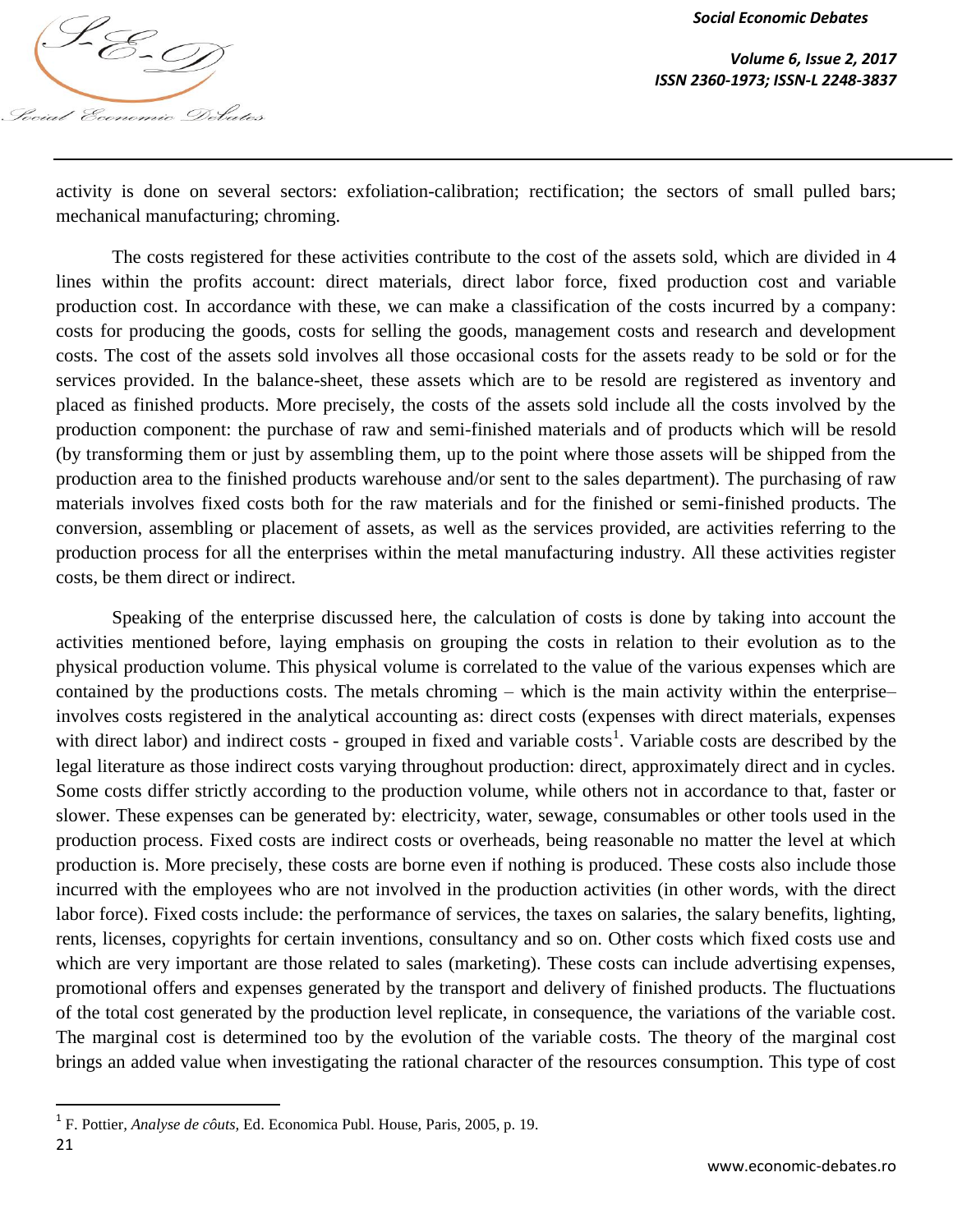activity is done on several sectors: exfoliation-calibration; rectification; the sectors of small pulled bars; mechanical manufacturing; chroming.

The costs registered for these activities contribute to the cost of the assets sold, which are divided in 4 lines within the profits account: direct materials, direct labor force, fixed production cost and variable production cost. In accordance with these, we can make a classification of the costs incurred by a company: costs for producing the goods, costs for selling the goods, management costs and research and development costs. The cost of the assets sold involves all those occasional costs for the assets ready to be sold or for the services provided. In the balance-sheet, these assets which are to be resold are registered as inventory and placed as finished products. More precisely, the costs of the assets sold include all the costs involved by the production component: the purchase of raw and semi-finished materials and of products which will be resold (by transforming them or just by assembling them, up to the point where those assets will be shipped from the production area to the finished products warehouse and/or sent to the sales department). The purchasing of raw materials involves fixed costs both for the raw materials and for the finished or semi-finished products. The conversion, assembling or placement of assets, as well as the services provided, are activities referring to the production process for all the enterprises within the metal manufacturing industry. All these activities register costs, be them direct or indirect.

Speaking of the enterprise discussed here, the calculation of costs is done by taking into account the activities mentioned before, laying emphasis on grouping the costs in relation to their evolution as to the physical production volume. This physical volume is correlated to the value of the various expenses which are contained by the productions costs. The metals chroming – which is the main activity within the enterprise– involves costs registered in the analytical accounting as: direct costs (expenses with direct materials, expenses with direct labor) and indirect costs - grouped in fixed and variable costs[1]. Variable costs are described by the legal literature as those indirect costs varying throughout production: direct, approximately direct and in cycles. Some costs differ strictly according to the production volume, while others not in accordance to that, faster or slower. These expenses can be generated by: electricity, water, sewage, consumables or other tools used in the production process. Fixed costs are indirect costs or overheads, being reasonable no matter the level at which production is. More precisely, these costs are borne even if nothing is produced. These costs also include those incurred with the employees who are not involved in the production activities (in other words, with the direct labor force). Fixed costs include: the performance of services, the taxes on salaries, the salary benefits, lighting, rents, licenses, copyrights for certain inventions, consultancy and so on. Other costs which fixed costs use and which are very important are those related to sales (marketing). These costs can include advertising expenses, promotional offers and expenses generated by the transport and delivery of finished products. The fluctuations of the total cost generated by the production level replicate, in consequence, the variations of the variable cost. The marginal cost is determined too by the evolution of the variable costs. The theory of the marginal cost brings an added value when investigating the rational character of the resources consumption. This type of cost

---

[1] F. Pottier, *Analyse de côuts,* Ed. Economica Publ. House, Paris, 2005, p. 19.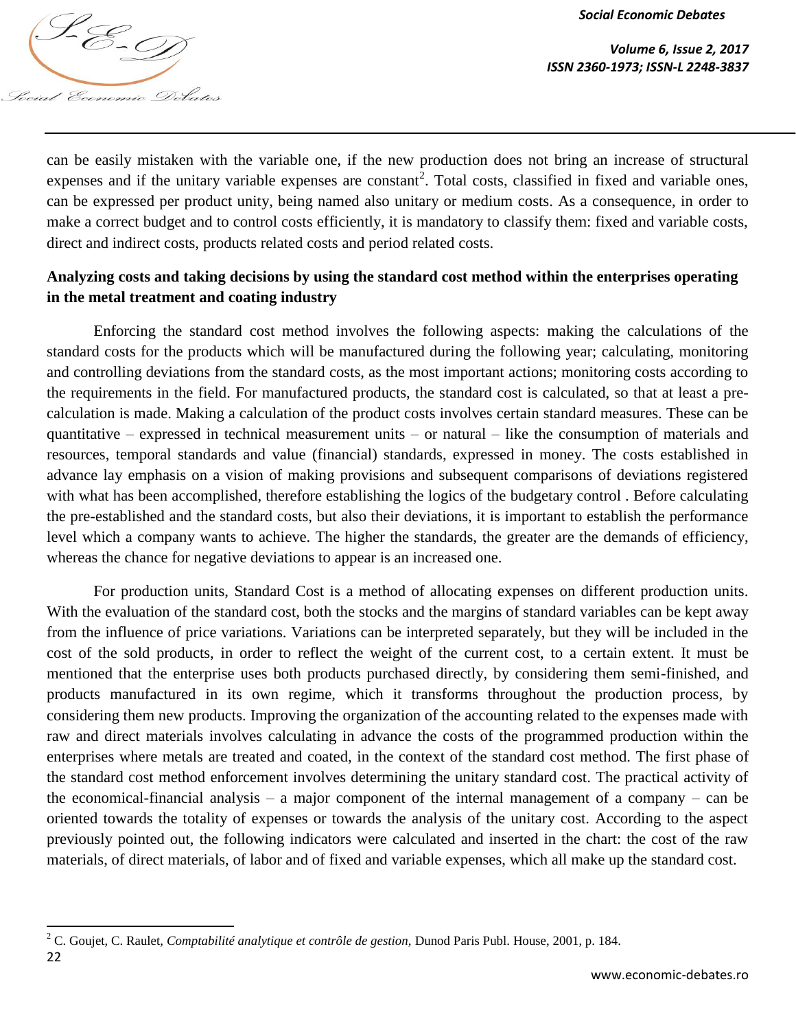can be easily mistaken with the variable one, if the new production does not bring an increase of structural expenses and if the unitary variable expenses are constant[2]. Total costs, classified in fixed and variable ones, can be expressed per product unity, being named also unitary or medium costs. As a consequence, in order to make a correct budget and to control costs efficiently, it is mandatory to classify them: fixed and variable costs, direct and indirect costs, products related costs and period related costs.

**Analyzing costs and taking decisions by using the standard cost method within the enterprises operating in the metal treatment and coating industry**

Enforcing the standard cost method involves the following aspects: making the calculations of the standard costs for the products which will be manufactured during the following year; calculating, monitoring and controlling deviations from the standard costs, as the most important actions; monitoring costs according to the requirements in the field. For manufactured products, the standard cost is calculated, so that at least a pre-calculation is made. Making a calculation of the product costs involves certain standard measures. These can be quantitative – expressed in technical measurement units – or natural – like the consumption of materials and resources, temporal standards and value (financial) standards, expressed in money. The costs established in advance lay emphasis on a vision of making provisions and subsequent comparisons of deviations registered with what has been accomplished, therefore establishing the logics of the budgetary control . Before calculating the pre-established and the standard costs, but also their deviations, it is important to establish the performance level which a company wants to achieve. The higher the standards, the greater are the demands of efficiency, whereas the chance for negative deviations to appear is an increased one.

For production units, Standard Cost is a method of allocating expenses on different production units. With the evaluation of the standard cost, both the stocks and the margins of standard variables can be kept away from the influence of price variations. Variations can be interpreted separately, but they will be included in the cost of the sold products, in order to reflect the weight of the current cost, to a certain extent. It must be mentioned that the enterprise uses both products purchased directly, by considering them semi-finished, and products manufactured in its own regime, which it transforms throughout the production process, by considering them new products. Improving the organization of the accounting related to the expenses made with raw and direct materials involves calculating in advance the costs of the programmed production within the enterprises where metals are treated and coated, in the context of the standard cost method. The first phase of the standard cost method enforcement involves determining the unitary standard cost. The practical activity of the economical-financial analysis – a major component of the internal management of a company – can be oriented towards the totality of expenses or towards the analysis of the unitary cost. According to the aspect previously pointed out, the following indicators were calculated and inserted in the chart: the cost of the raw materials, of direct materials, of labor and of fixed and variable expenses, which all make up the standard cost.

[2] C. Goujet, C. Raulet, *Comptabilité analytique et contrôle de gestion,* Dunod Paris Publ. House, 2001, p. 184.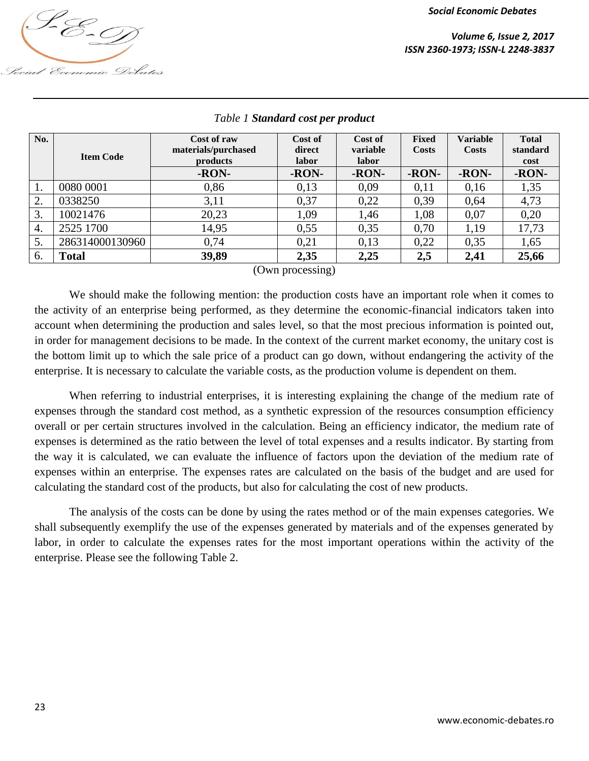*Table 1* ***Standard cost per product***

| No. | Item Code | Cost of raw materials/purchased products | Cost of direct labor | Cost of variable labor | Fixed Costs | Variable Costs | Total standard cost |
|---|---|---|---|---|---|---|---|
| | | -RON- | -RON- | -RON- | -RON- | -RON- | -RON- |
| 1. | 0080 0001 | 0,86 | 0,13 | 0,09 | 0,11 | 0,16 | 1,35 |
| 2. | 0338250 | 3,11 | 0,37 | 0,22 | 0,39 | 0,64 | 4,73 |
| 3. | 10021476 | 20,23 | 1,09 | 1,46 | 1,08 | 0,07 | 0,20 |
| 4. | 2525 1700 | 14,95 | 0,55 | 0,35 | 0,70 | 1,19 | 17,73 |
| 5. | 286314000130960 | 0,74 | 0,21 | 0,13 | 0,22 | 0,35 | 1,65 |
| 6. | **Total** | **39,89** | **2,35** | **2,25** | **2,5** | **2,41** | **25,66** |

(Own processing)

We should make the following mention: the production costs have an important role when it comes to the activity of an enterprise being performed, as they determine the economic-financial indicators taken into account when determining the production and sales level, so that the most precious information is pointed out, in order for management decisions to be made. In the context of the current market economy, the unitary cost is the bottom limit up to which the sale price of a product can go down, without endangering the activity of the enterprise. It is necessary to calculate the variable costs, as the production volume is dependent on them.

When referring to industrial enterprises, it is interesting explaining the change of the medium rate of expenses through the standard cost method, as a synthetic expression of the resources consumption efficiency overall or per certain structures involved in the calculation. Being an efficiency indicator, the medium rate of expenses is determined as the ratio between the level of total expenses and a results indicator. By starting from the way it is calculated, we can evaluate the influence of factors upon the deviation of the medium rate of expenses within an enterprise. The expenses rates are calculated on the basis of the budget and are used for calculating the standard cost of the products, but also for calculating the cost of new products.

The analysis of the costs can be done by using the rates method or of the main expenses categories. We shall subsequently exemplify the use of the expenses generated by materials and of the expenses generated by labor, in order to calculate the expenses rates for the most important operations within the activity of the enterprise. Please see the following Table 2.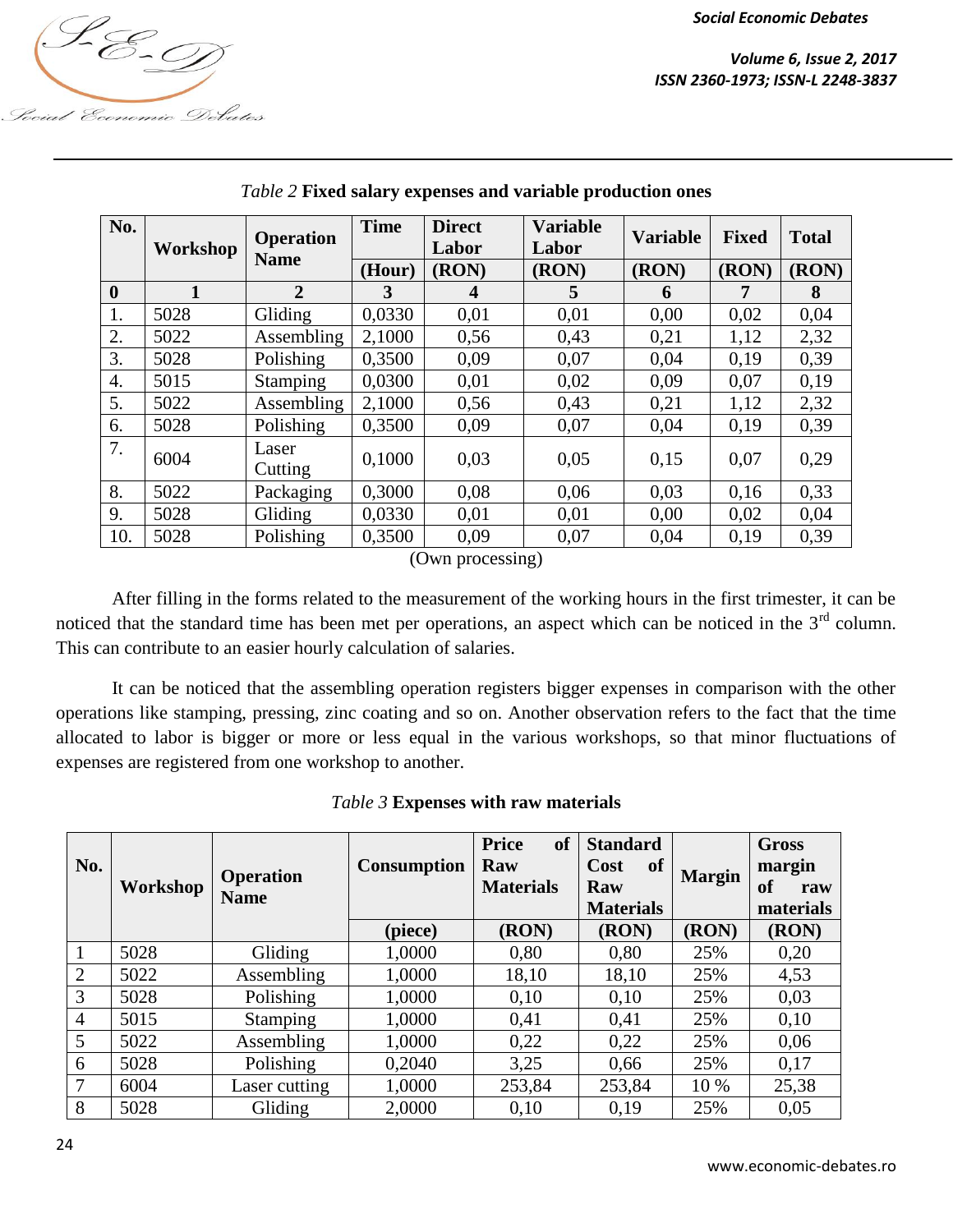*Table 2* **Fixed salary expenses and variable production ones**

| No. | Workshop | Operation Name | Time | Direct Labor | Variable Labor | Variable | Fixed | Total |
|---|---|---|---|---|---|---|---|---|
| | | | (Hour) | (RON) | (RON) | (RON) | (RON) | (RON) |
| **0** | **1** | **2** | **3** | **4** | **5** | **6** | **7** | **8** |
| 1. | 5028 | Gliding | 0,0330 | 0,01 | 0,01 | 0,00 | 0,02 | 0,04 |
| 2. | 5022 | Assembling | 2,1000 | 0,56 | 0,43 | 0,21 | 1,12 | 2,32 |
| 3. | 5028 | Polishing | 0,3500 | 0,09 | 0,07 | 0,04 | 0,19 | 0,39 |
| 4. | 5015 | Stamping | 0,0300 | 0,01 | 0,02 | 0,09 | 0,07 | 0,19 |
| 5. | 5022 | Assembling | 2,1000 | 0,56 | 0,43 | 0,21 | 1,12 | 2,32 |
| 6. | 5028 | Polishing | 0,3500 | 0,09 | 0,07 | 0,04 | 0,19 | 0,39 |
| 7. | 6004 | Laser Cutting | 0,1000 | 0,03 | 0,05 | 0,15 | 0,07 | 0,29 |
| 8. | 5022 | Packaging | 0,3000 | 0,08 | 0,06 | 0,03 | 0,16 | 0,33 |
| 9. | 5028 | Gliding | 0,0330 | 0,01 | 0,01 | 0,00 | 0,02 | 0,04 |
| 10. | 5028 | Polishing | 0,3500 | 0,09 | 0,07 | 0,04 | 0,19 | 0,39 |

(Own processing)

After filling in the forms related to the measurement of the working hours in the first trimester, it can be noticed that the standard time has been met per operations, an aspect which can be noticed in the 3rd column. This can contribute to an easier hourly calculation of salaries.

It can be noticed that the assembling operation registers bigger expenses in comparison with the other operations like stamping, pressing, zinc coating and so on. Another observation refers to the fact that the time allocated to labor is bigger or more or less equal in the various workshops, so that minor fluctuations of expenses are registered from one workshop to another.

*Table 3* **Expenses with raw materials**

| No. | Workshop | Operation Name | Consumption | Price of Raw Materials | Standard Cost of Raw Materials | Margin | Gross margin of raw materials |
|---|---|---|---|---|---|---|---|
| | | | (piece) | (RON) | (RON) | (RON) | (RON) |
| 1 | 5028 | Gliding | 1,0000 | 0,80 | 0,80 | 25% | 0,20 |
| 2 | 5022 | Assembling | 1,0000 | 18,10 | 18,10 | 25% | 4,53 |
| 3 | 5028 | Polishing | 1,0000 | 0,10 | 0,10 | 25% | 0,03 |
| 4 | 5015 | Stamping | 1,0000 | 0,41 | 0,41 | 25% | 0,10 |
| 5 | 5022 | Assembling | 1,0000 | 0,22 | 0,22 | 25% | 0,06 |
| 6 | 5028 | Polishing | 0,2040 | 3,25 | 0,66 | 25% | 0,17 |
| 7 | 6004 | Laser cutting | 1,0000 | 253,84 | 253,84 | 10 % | 25,38 |
| 8 | 5028 | Gliding | 2,0000 | 0,10 | 0,19 | 25% | 0,05 |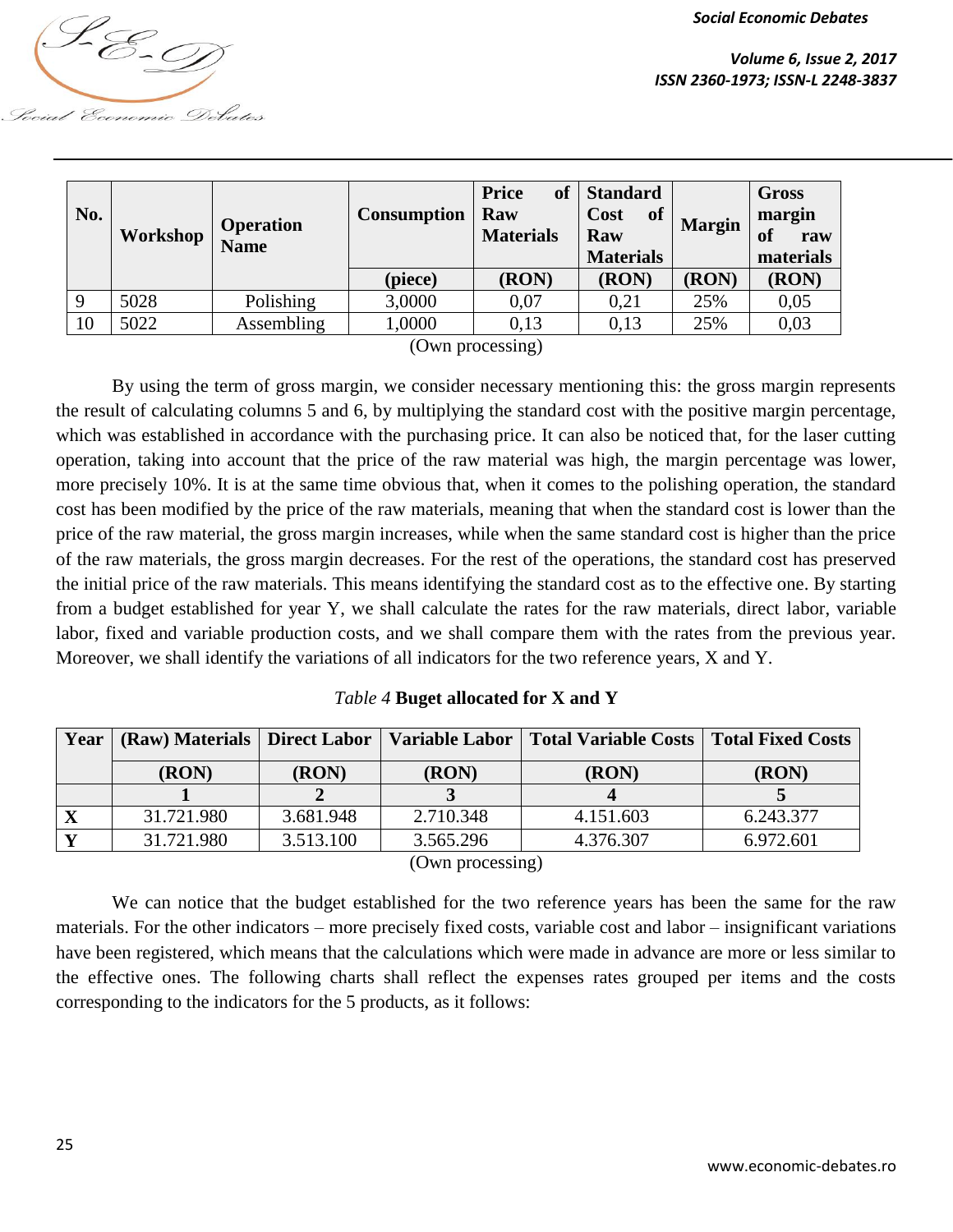| No. | Workshop | Operation Name | Consumption | Price of Raw Materials | Standard Cost of Raw Materials | Margin | Gross margin of raw materials |
|---|---|---|---|---|---|---|---|
| | | | (piece) | (RON) | (RON) | (RON) | (RON) |
| 9 | 5028 | Polishing | 3,0000 | 0,07 | 0,21 | 25% | 0,05 |
| 10 | 5022 | Assembling | 1,0000 | 0,13 | 0,13 | 25% | 0,03 |

(Own processing)

By using the term of gross margin, we consider necessary mentioning this: the gross margin represents the result of calculating columns 5 and 6, by multiplying the standard cost with the positive margin percentage, which was established in accordance with the purchasing price. It can also be noticed that, for the laser cutting operation, taking into account that the price of the raw material was high, the margin percentage was lower, more precisely 10%. It is at the same time obvious that, when it comes to the polishing operation, the standard cost has been modified by the price of the raw materials, meaning that when the standard cost is lower than the price of the raw material, the gross margin increases, while when the same standard cost is higher than the price of the raw materials, the gross margin decreases. For the rest of the operations, the standard cost has preserved the initial price of the raw materials. This means identifying the standard cost as to the effective one. By starting from a budget established for year Y, we shall calculate the rates for the raw materials, direct labor, variable labor, fixed and variable production costs, and we shall compare them with the rates from the previous year. Moreover, we shall identify the variations of all indicators for the two reference years, X and Y.

*Table 4* **Buget allocated for X and Y**

| Year | (Raw) Materials | Direct Labor | Variable Labor | Total Variable Costs | Total Fixed Costs |
|---|---|---|---|---|---|
| | (RON) | (RON) | (RON) | (RON) | (RON) |
| | 1 | 2 | 3 | 4 | 5 |
| X | 31.721.980 | 3.681.948 | 2.710.348 | 4.151.603 | 6.243.377 |
| Y | 31.721.980 | 3.513.100 | 3.565.296 | 4.376.307 | 6.972.601 |

(Own processing)

We can notice that the budget established for the two reference years has been the same for the raw materials. For the other indicators – more precisely fixed costs, variable cost and labor – insignificant variations have been registered, which means that the calculations which were made in advance are more or less similar to the effective ones. The following charts shall reflect the expenses rates grouped per items and the costs corresponding to the indicators for the 5 products, as it follows: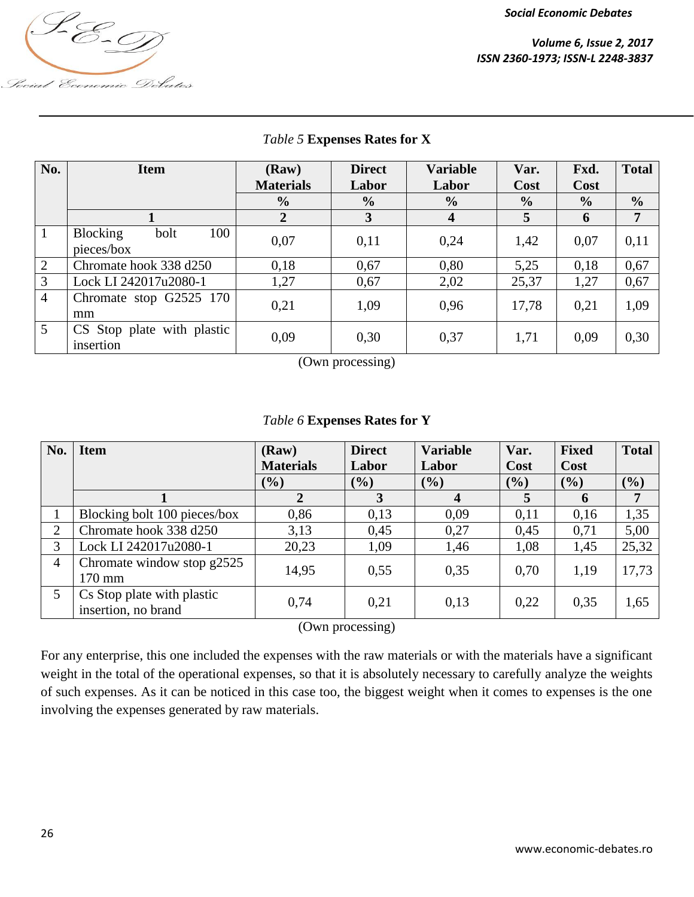*Table 5* **Expenses Rates for X**

| No. | Item | (Raw) Materials | Direct Labor | Variable Labor | Var. Cost | Fxd. Cost | Total |
|---|---|---|---|---|---|---|---|
| | | % | % | % | % | % | % |
| | 1 | 2 | 3 | 4 | 5 | 6 | 7 |
| 1 | Blocking bolt 100 pieces/box | 0,07 | 0,11 | 0,24 | 1,42 | 0,07 | 0,11 |
| 2 | Chromate hook 338 d250 | 0,18 | 0,67 | 0,80 | 5,25 | 0,18 | 0,67 |
| 3 | Lock LI 242017u2080-1 | 1,27 | 0,67 | 2,02 | 25,37 | 1,27 | 0,67 |
| 4 | Chromate stop G2525 170 mm | 0,21 | 1,09 | 0,96 | 17,78 | 0,21 | 1,09 |
| 5 | CS Stop plate with plastic insertion | 0,09 | 0,30 | 0,37 | 1,71 | 0,09 | 0,30 |

(Own processing)

*Table 6* **Expenses Rates for Y**

| No. | Item | (Raw) Materials | Direct Labor | Variable Labor | Var. Cost | Fixed Cost | Total |
|---|---|---|---|---|---|---|---|
| | | (%) | (%) | (%) | (%) | (%) | (%) |
| | 1 | 2 | 3 | 4 | 5 | 6 | 7 |
| 1 | Blocking bolt 100 pieces/box | 0,86 | 0,13 | 0,09 | 0,11 | 0,16 | 1,35 |
| 2 | Chromate hook 338 d250 | 3,13 | 0,45 | 0,27 | 0,45 | 0,71 | 5,00 |
| 3 | Lock LI 242017u2080-1 | 20,23 | 1,09 | 1,46 | 1,08 | 1,45 | 25,32 |
| 4 | Chromate window stop g2525 170 mm | 14,95 | 0,55 | 0,35 | 0,70 | 1,19 | 17,73 |
| 5 | Cs Stop plate with plastic insertion, no brand | 0,74 | 0,21 | 0,13 | 0,22 | 0,35 | 1,65 |

(Own processing)

For any enterprise, this one included the expenses with the raw materials or with the materials have a significant weight in the total of the operational expenses, so that it is absolutely necessary to carefully analyze the weights of such expenses. As it can be noticed in this case too, the biggest weight when it comes to expenses is the one involving the expenses generated by raw materials.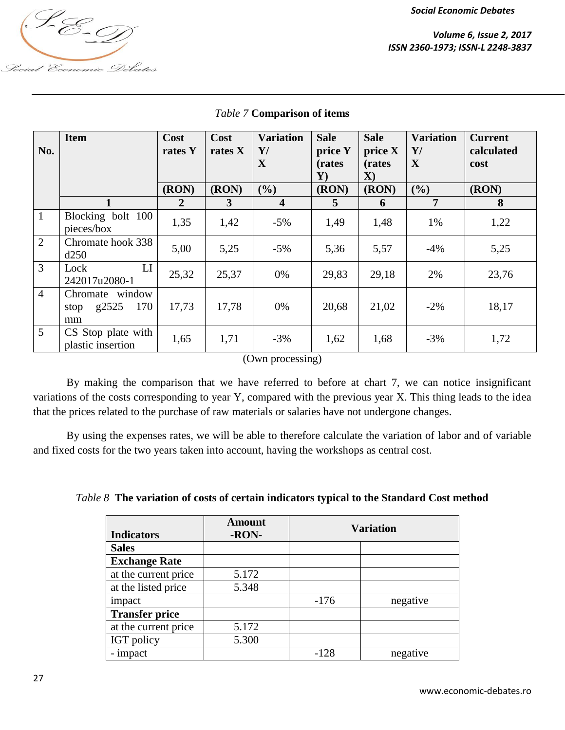*Table 7* **Comparison of items**

| No. | Item | Cost rates Y | Cost rates X | Variation Y/X | Sale price Y (rates Y) | Sale price X (rates X) | Variation Y/X | Current calculated cost |
|---|---|---|---|---|---|---|---|---|
| | | (RON) | (RON) | (%) | (RON) | (RON) | (%) | (RON) |
| | 1 | 2 | 3 | 4 | 5 | 6 | 7 | 8 |
| 1 | Blocking bolt 100 pieces/box | 1,35 | 1,42 | -5% | 1,49 | 1,48 | 1% | 1,22 |
| 2 | Chromate hook 338 d250 | 5,00 | 5,25 | -5% | 5,36 | 5,57 | -4% | 5,25 |
| 3 | Lock LI 242017u2080-1 | 25,32 | 25,37 | 0% | 29,83 | 29,18 | 2% | 23,76 |
| 4 | Chromate window stop g2525 170 mm | 17,73 | 17,78 | 0% | 20,68 | 21,02 | -2% | 18,17 |
| 5 | CS Stop plate with plastic insertion | 1,65 | 1,71 | -3% | 1,62 | 1,68 | -3% | 1,72 |

(Own processing)

By making the comparison that we have referred to before at chart 7, we can notice insignificant variations of the costs corresponding to year Y, compared with the previous year X. This thing leads to the idea that the prices related to the purchase of raw materials or salaries have not undergone changes.

By using the expenses rates, we will be able to therefore calculate the variation of labor and of variable and fixed costs for the two years taken into account, having the workshops as central cost.

*Table 8* **The variation of costs of certain indicators typical to the Standard Cost method**

| Indicators | Amount -RON- | Variation | |
|---|---|---|---|
| **Sales** | | | |
| **Exchange Rate** | | | |
| at the current price | 5.172 | | |
| at the listed price | 5.348 | | |
| impact | | -176 | negative |
| **Transfer price** | | | |
| at the current price | 5.172 | | |
| IGT policy | 5.300 | | |
| - impact | | -128 | negative |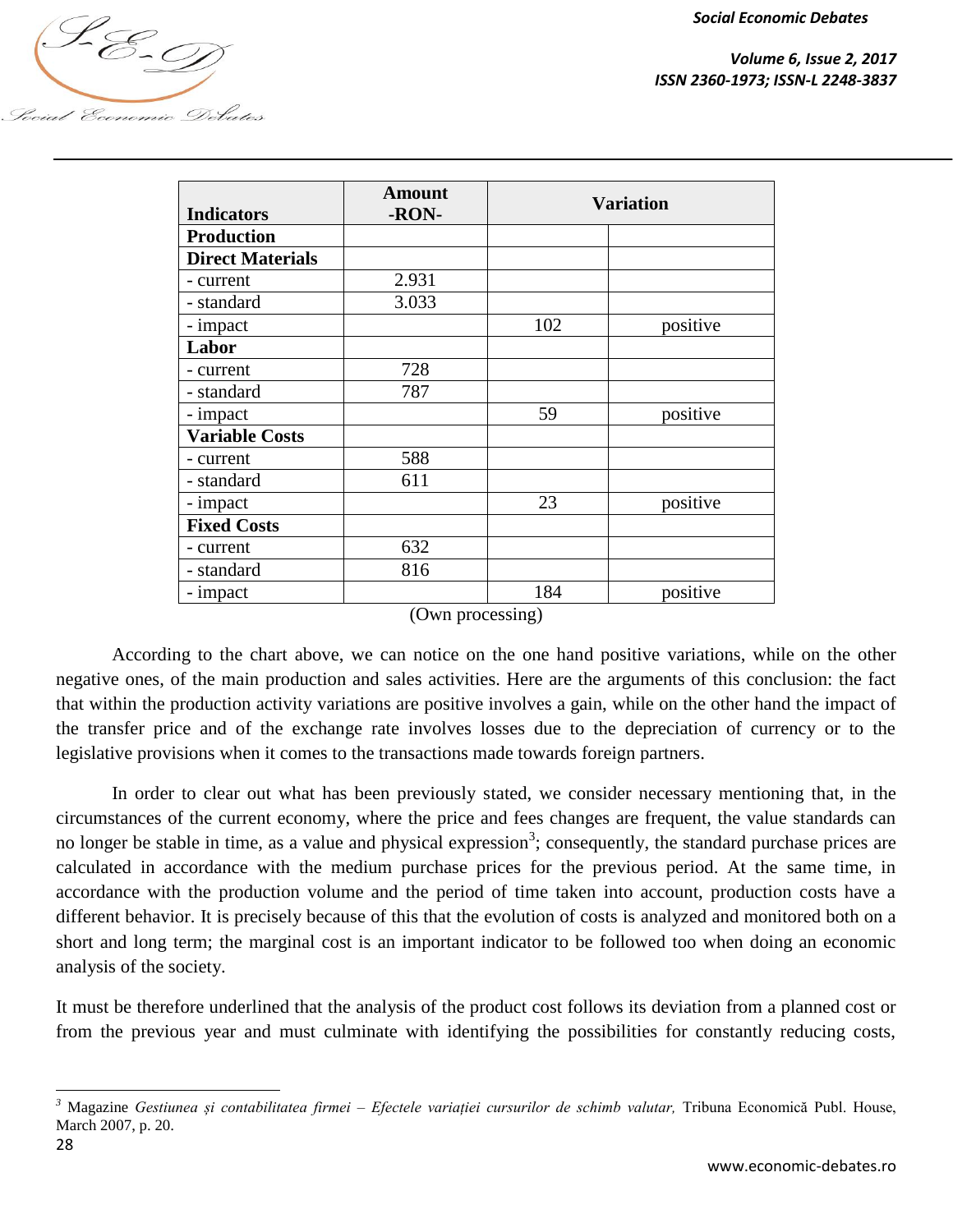| Indicators | Amount -RON- | Variation | |
|---|---|---|---|
| **Production** | | | |
| **Direct Materials** | | | |
| - current | 2.931 | | |
| - standard | 3.033 | | |
| - impact | | 102 | positive |
| **Labor** | | | |
| - current | 728 | | |
| - standard | 787 | | |
| - impact | | 59 | positive |
| **Variable Costs** | | | |
| - current | 588 | | |
| - standard | 611 | | |
| - impact | | 23 | positive |
| **Fixed Costs** | | | |
| - current | 632 | | |
| - standard | 816 | | |
| - impact | | 184 | positive |

(Own processing)

According to the chart above, we can notice on the one hand positive variations, while on the other negative ones, of the main production and sales activities. Here are the arguments of this conclusion: the fact that within the production activity variations are positive involves a gain, while on the other hand the impact of the transfer price and of the exchange rate involves losses due to the depreciation of currency or to the legislative provisions when it comes to the transactions made towards foreign partners.

In order to clear out what has been previously stated, we consider necessary mentioning that, in the circumstances of the current economy, where the price and fees changes are frequent, the value standards can no longer be stable in time, as a value and physical expression[3]; consequently, the standard purchase prices are calculated in accordance with the medium purchase prices for the previous period. At the same time, in accordance with the production volume and the period of time taken into account, production costs have a different behavior. It is precisely because of this that the evolution of costs is analyzed and monitored both on a short and long term; the marginal cost is an important indicator to be followed too when doing an economic analysis of the society.

It must be therefore underlined that the analysis of the product cost follows its deviation from a planned cost or from the previous year and must culminate with identifying the possibilities for constantly reducing costs,

---

[3] Magazine *Gestiunea și contabilitatea firmei – Efectele variației cursurilor de schimb valutar,* Tribuna Economică Publ. House, March 2007, p. 20.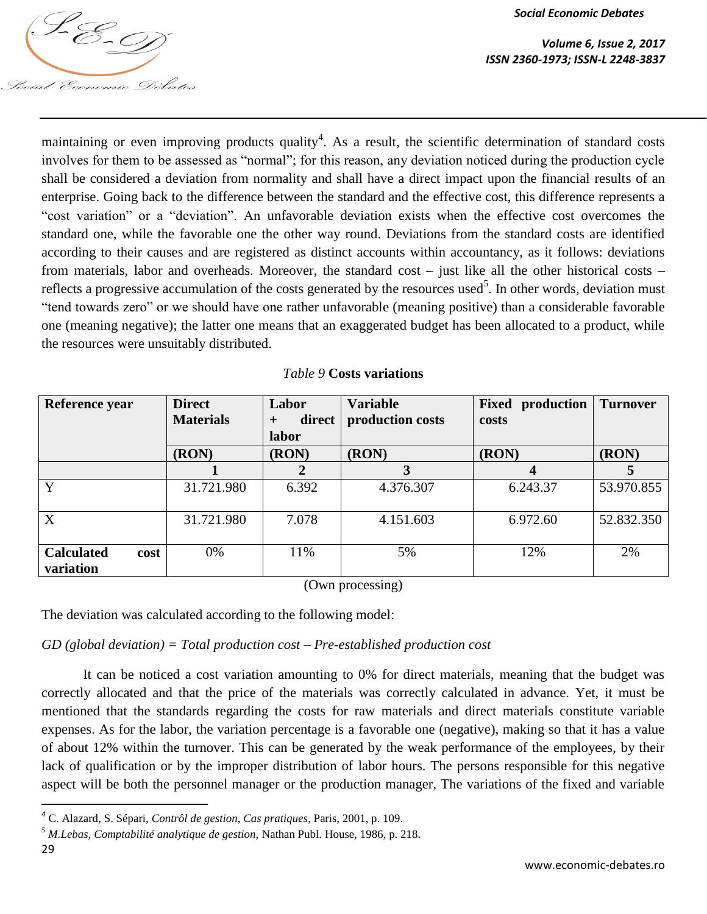maintaining or even improving products quality[4]. As a result, the scientific determination of standard costs involves for them to be assessed as "normal"; for this reason, any deviation noticed during the production cycle shall be considered a deviation from normality and shall have a direct impact upon the financial results of an enterprise. Going back to the difference between the standard and the effective cost, this difference represents a "cost variation" or a "deviation". An unfavorable deviation exists when the effective cost overcomes the standard one, while the favorable one the other way round. Deviations from the standard costs are identified according to their causes and are registered as distinct accounts within accountancy, as it follows: deviations from materials, labor and overheads. Moreover, the standard cost – just like all the other historical costs – reflects a progressive accumulation of the costs generated by the resources used[5]. In other words, deviation must "tend towards zero" or we should have one rather unfavorable (meaning positive) than a considerable favorable one (meaning negative); the latter one means that an exaggerated budget has been allocated to a product, while the resources were unsuitably distributed.

*Table 9* **Costs variations**

| **Reference year** | **Direct Materials** | **Labor + direct labor** | **Variable production costs** | **Fixed production costs** | **Turnover** |
|---|---|---|---|---|---|
| | **(RON)** | **(RON)** | **(RON)** | **(RON)** | **(RON)** |
| | **1** | **2** | **3** | **4** | **5** |
| Y | 31.721.980 | 6.392 | 4.376.307 | 6.243.37 | 53.970.855 |
| X | 31.721.980 | 7.078 | 4.151.603 | 6.972.60 | 52.832.350 |
| **Calculated cost variation** | 0% | 11% | 5% | 12% | 2% |

(Own processing)

The deviation was calculated according to the following model:

*GD (global deviation) = Total production cost – Pre-established production cost*

It can be noticed a cost variation amounting to 0% for direct materials, meaning that the budget was correctly allocated and that the price of the materials was correctly calculated in advance. Yet, it must be mentioned that the standards regarding the costs for raw materials and direct materials constitute variable expenses. As for the labor, the variation percentage is a favorable one (negative), making so that it has a value of about 12% within the turnover. This can be generated by the weak performance of the employees, by their lack of qualification or by the improper distribution of labor hours. The persons responsible for this negative aspect will be both the personnel manager or the production manager, The variations of the fixed and variable

[4] C. Alazard, S. Sépari, *Contrôl de gestion, Cas pratiques,* Paris, 2001, p. 109.

[5] *M.Lebas, Comptabilité analytique de gestion,* Nathan Publ. House, 1986, p. 218.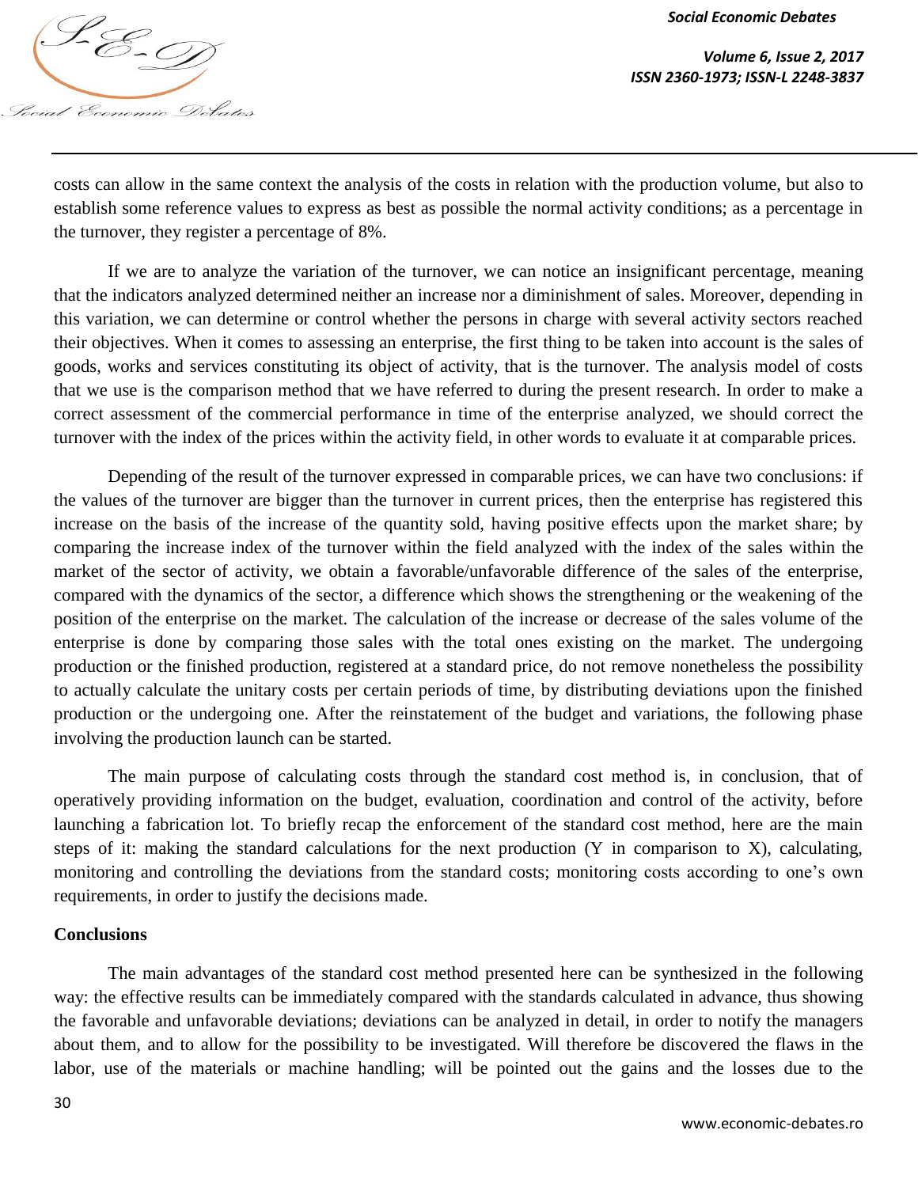costs can allow in the same context the analysis of the costs in relation with the production volume, but also to establish some reference values to express as best as possible the normal activity conditions; as a percentage in the turnover, they register a percentage of 8%.

If we are to analyze the variation of the turnover, we can notice an insignificant percentage, meaning that the indicators analyzed determined neither an increase nor a diminishment of sales. Moreover, depending in this variation, we can determine or control whether the persons in charge with several activity sectors reached their objectives. When it comes to assessing an enterprise, the first thing to be taken into account is the sales of goods, works and services constituting its object of activity, that is the turnover. The analysis model of costs that we use is the comparison method that we have referred to during the present research. In order to make a correct assessment of the commercial performance in time of the enterprise analyzed, we should correct the turnover with the index of the prices within the activity field, in other words to evaluate it at comparable prices.

Depending of the result of the turnover expressed in comparable prices, we can have two conclusions: if the values of the turnover are bigger than the turnover in current prices, then the enterprise has registered this increase on the basis of the increase of the quantity sold, having positive effects upon the market share; by comparing the increase index of the turnover within the field analyzed with the index of the sales within the market of the sector of activity, we obtain a favorable/unfavorable difference of the sales of the enterprise, compared with the dynamics of the sector, a difference which shows the strengthening or the weakening of the position of the enterprise on the market. The calculation of the increase or decrease of the sales volume of the enterprise is done by comparing those sales with the total ones existing on the market. The undergoing production or the finished production, registered at a standard price, do not remove nonetheless the possibility to actually calculate the unitary costs per certain periods of time, by distributing deviations upon the finished production or the undergoing one. After the reinstatement of the budget and variations, the following phase involving the production launch can be started.

The main purpose of calculating costs through the standard cost method is, in conclusion, that of operatively providing information on the budget, evaluation, coordination and control of the activity, before launching a fabrication lot. To briefly recap the enforcement of the standard cost method, here are the main steps of it: making the standard calculations for the next production (Y in comparison to X), calculating, monitoring and controlling the deviations from the standard costs; monitoring costs according to one's own requirements, in order to justify the decisions made.

## Conclusions

The main advantages of the standard cost method presented here can be synthesized in the following way: the effective results can be immediately compared with the standards calculated in advance, thus showing the favorable and unfavorable deviations; deviations can be analyzed in detail, in order to notify the managers about them, and to allow for the possibility to be investigated. Will therefore be discovered the flaws in the labor, use of the materials or machine handling; will be pointed out the gains and the losses due to the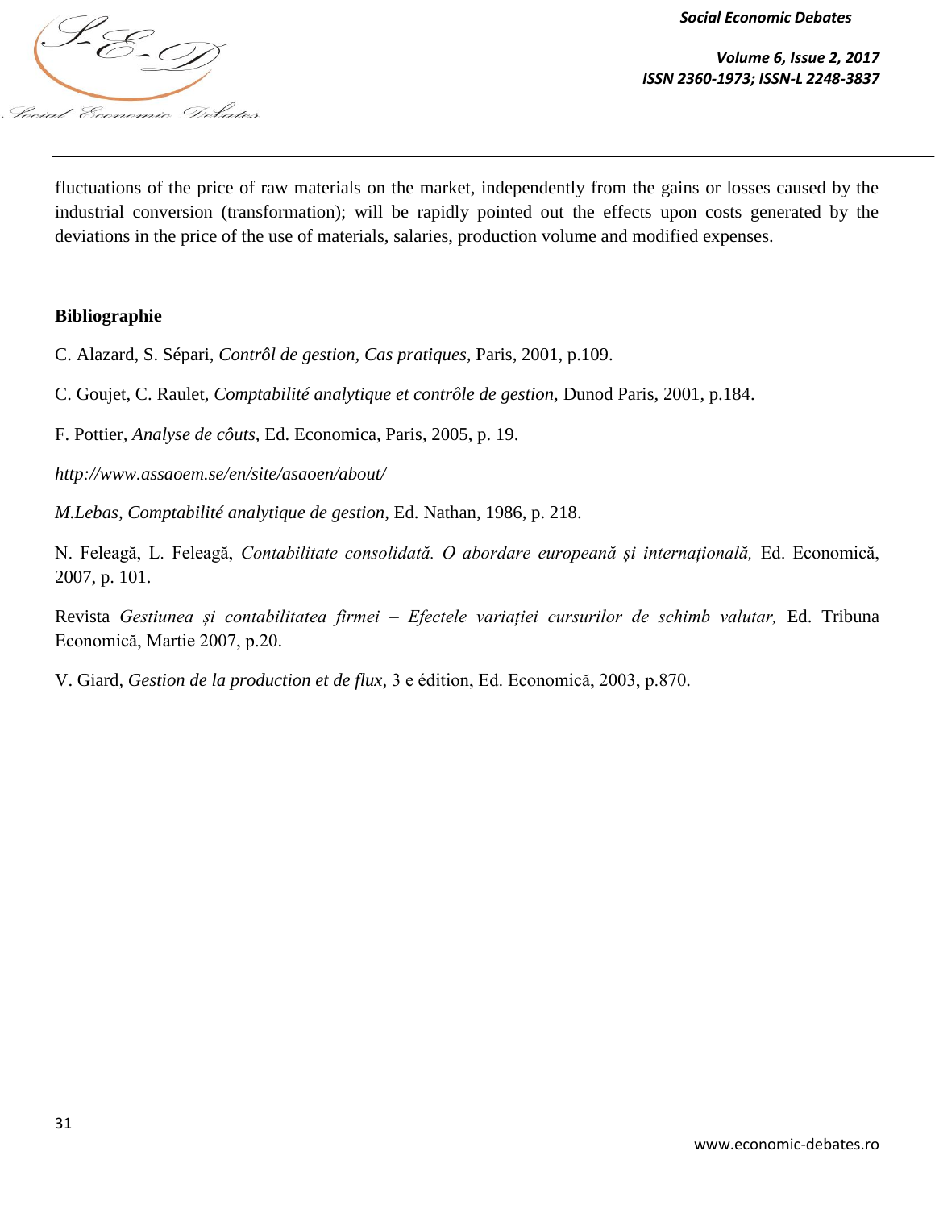fluctuations of the price of raw materials on the market, independently from the gains or losses caused by the industrial conversion (transformation); will be rapidly pointed out the effects upon costs generated by the deviations in the price of the use of materials, salaries, production volume and modified expenses.

**Bibliographie**

C. Alazard, S. Sépari, *Contrôl de gestion, Cas pratiques*, Paris, 2001, p.109.

C. Goujet, C. Raulet, *Comptabilité analytique et contrôle de gestion*, Dunod Paris, 2001, p.184.

F. Pottier, *Analyse de côuts*, Ed. Economica, Paris, 2005, p. 19.

*http://www.assaoem.se/en/site/asaoen/about/*

*M.Lebas*, *Comptabilité analytique de gestion*, Ed. Nathan, 1986, p. 218.

N. Feleagă, L. Feleagă, *Contabilitate consolidată. O abordare europeană și internațională,* Ed. Economică, 2007, p. 101.

Revista *Gestiunea și contabilitatea firmei – Efectele variației cursurilor de schimb valutar,* Ed. Tribuna Economică, Martie 2007, p.20.

V. Giard, *Gestion de la production et de flux*, 3 e édition, Ed. Economică, 2003, p.870.